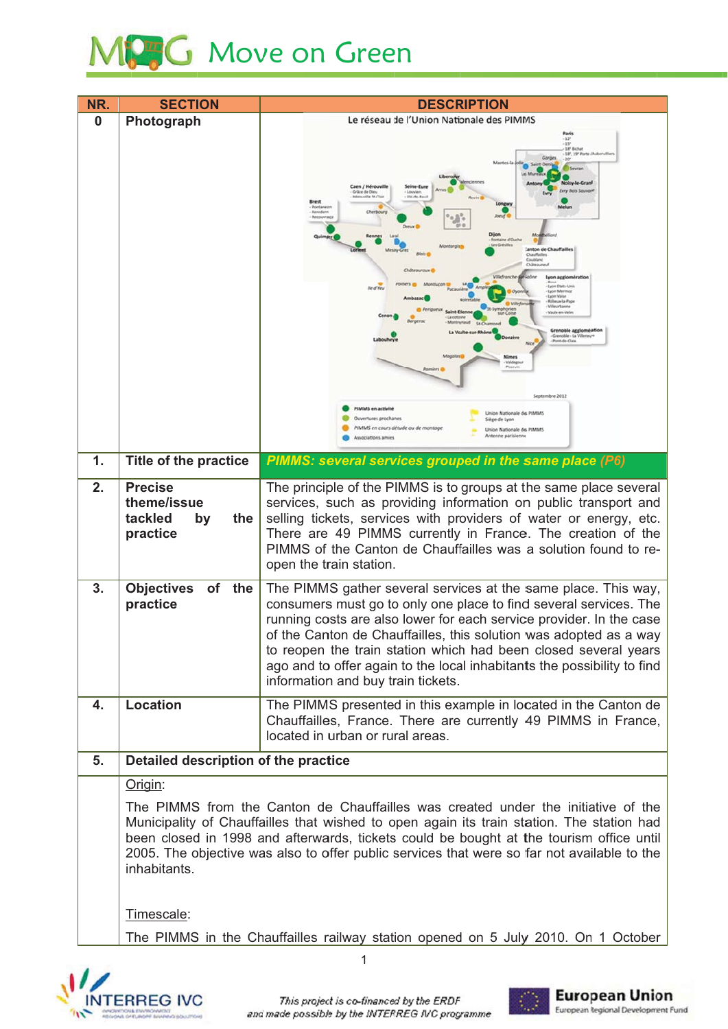# Move on Green

| NR. | SECTION | DESCRIPTION |
|---|---|---|
| 0 | Photograph | Le réseau de l'Union Nationale des PIMMS |
| 1. | Title of the practice | ***PIMMS: several services grouped in the same place (P6)*** |
| 2. | Precise theme/issue tackled by the practice | The principle of the PIMMS is to groups at the same place several services, such as providing information on public transport and selling tickets, services with providers of water or energy, etc. There are 49 PIMMS currently in France. The creation of the PIMMS of the Canton de Chauffailles was a solution found to re-open the train station. |
| 3. | Objectives of the practice | The PIMMS gather several services at the same place. This way, consumers must go to only one place to find several services. The running costs are also lower for each service provider. In the case of the Canton de Chauffailles, this solution was adopted as a way to reopen the train station which had been closed several years ago and to offer again to the local inhabitants the possibility to find information and buy train tickets. |
| 4. | Location | The PIMMS presented in this example in located in the Canton de Chauffailles, France. There are currently 49 PIMMS in France, located in urban or rural areas. |
| 5. | **Detailed description of the practice** | |
| | Origin:<br><br>The PIMMS from the Canton de Chauffailles was created under the initiative of the Municipality of Chauffailles that wished to open again its train station. The station had been closed in 1998 and afterwards, tickets could be bought at the tourism office until 2005. The objective was also to offer public services that were so far not available to the inhabitants.<br><br>Timescale:<br><br>The PIMMS in the Chauffailles railway station opened on 5 July 2010. On 1 October | |

This project is co-financed by the ERDF and made possible by the INTERREG IVC programme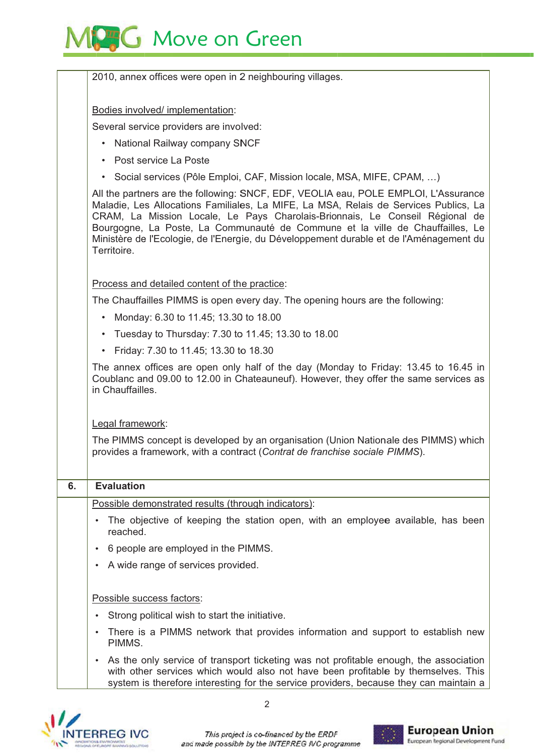2010, annex offices were open in 2 neighbouring villages.

Bodies involved/ implementation:

Several service providers are involved:

- National Railway company SNCF
- Post service La Poste
- Social services (Pôle Emploi, CAF, Mission locale, MSA, MIFE, CPAM, …)

All the partners are the following: SNCF, EDF, VEOLIA eau, POLE EMPLOI, L'Assurance Maladie, Les Allocations Familiales, La MIFE, La MSA, Relais de Services Publics, La CRAM, La Mission Locale, Le Pays Charolais-Brionnais, Le Conseil Régional de Bourgogne, La Poste, La Communauté de Commune et la ville de Chauffailles, Le Ministère de l'Ecologie, de l'Energie, du Développement durable et de l'Aménagement du Territoire.

Process and detailed content of the practice:

The Chauffailles PIMMS is open every day. The opening hours are the following:

- Monday: 6.30 to 11.45; 13.30 to 18.00
- Tuesday to Thursday: 7.30 to 11.45; 13.30 to 18.00
- Friday: 7.30 to 11.45; 13.30 to 18.30

The annex offices are open only half of the day (Monday to Friday: 13.45 to 16.45 in Coublanc and 09.00 to 12.00 in Chateauneuf). However, they offer the same services as in Chauffailles.

Legal framework:

The PIMMS concept is developed by an organisation (Union Nationale des PIMMS) which provides a framework, with a contract (*Contrat de franchise sociale PIMMS*).

## 6. Evaluation

Possible demonstrated results (through indicators):

- The objective of keeping the station open, with an employee available, has been reached.
- 6 people are employed in the PIMMS.
- A wide range of services provided.

Possible success factors:

- Strong political wish to start the initiative.
- There is a PIMMS network that provides information and support to establish new PIMMS.
- As the only service of transport ticketing was not profitable enough, the association with other services which would also not have been profitable by themselves. This system is therefore interesting for the service providers, because they can maintain a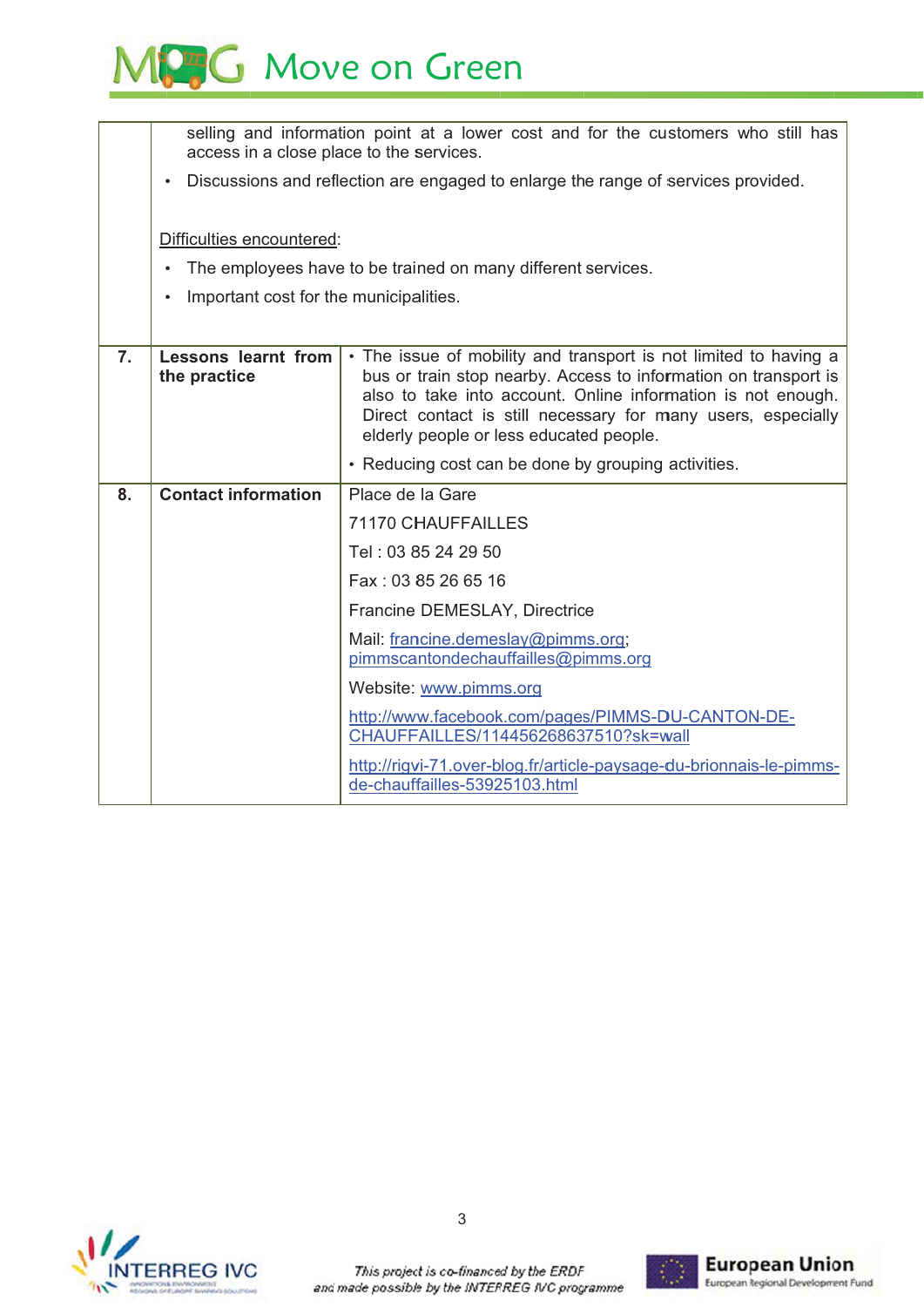| | | |
|---|---|---|
| | | selling and information point at a lower cost and for the customers who still has access in a close place to the services.<br>• Discussions and reflection are engaged to enlarge the range of services provided.<br><br>Difficulties encountered:<br>• The employees have to be trained on many different services.<br>• Important cost for the municipalities. |
| **7.** | **Lessons learnt from the practice** | • The issue of mobility and transport is not limited to having a bus or train stop nearby. Access to information on transport is also to take into account. Online information is not enough. Direct contact is still necessary for many users, especially elderly people or less educated people.<br>• Reducing cost can be done by grouping activities. |
| **8.** | **Contact information** | Place de la Gare<br>71170 CHAUFFAILLES<br>Tel : 03 85 24 29 50<br>Fax : 03 85 26 65 16<br>Francine DEMESLAY, Directrice<br>Mail: francine.demeslay@pimms.org; pimmscantondechauffailles@pimms.org<br>Website: www.pimms.org<br>http://www.facebook.com/pages/PIMMS-DU-CANTON-DE-CHAUFFAILLES/114456268637510?sk=wall<br>http://rigvi-71.over-blog.fr/article-paysage-du-brionnais-le-pimms-de-chauffailles-53925103.html |